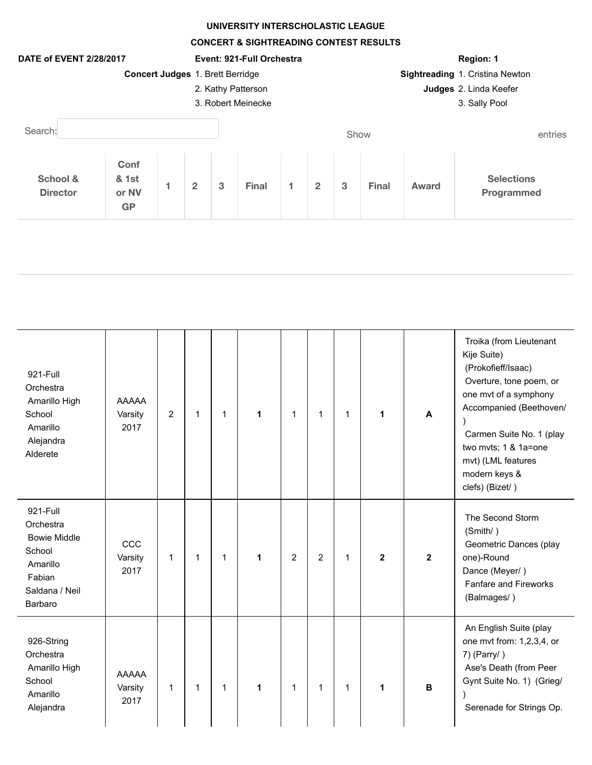# UNIVERSITY INTERSCHOLASTIC LEAGUE

## CONCERT & SIGHTREADING CONTEST RESULTS

**DATE of EVENT 2/28/2017** | **Event: 921-Full Orchestra** | **Region: 1**

**Concert Judges**
1. Brett Berridge
2. Kathy Patterson
3. Robert Meinecke

**Sightreading Judges**
1. Cristina Newton
2. Linda Keefer
3. Sally Pool

Search: Show entries

| School & Director | Conf & 1st or NV GP | 1 | 2 | 3 | Final | 1 | 2 | 3 | Final | Award | Selections Programmed |
|---|---|---|---|---|---|---|---|---|---|---|---|
| 921-Full Orchestra Amarillo High School Amarillo Alejandra Alderete | AAAAA Varsity 2017 | 2 | 1 | 1 | **1** | 1 | 1 | 1 | **1** | **A** | Troika (from Lieutenant Kije Suite) (Prokofieff/Isaac) Overture, tone poem, or one mvt of a symphony Accompanied (Beethoven/ ) Carmen Suite No. 1 (play two mvts; 1 & 1a=one mvt) (LML features modern keys & clefs) (Bizet/ ) |
| 921-Full Orchestra Bowie Middle School Amarillo Fabian Saldana / Neil Barbaro | CCC Varsity 2017 | 1 | 1 | 1 | **1** | 2 | 2 | 1 | **2** | **2** | The Second Storm (Smith/ ) Geometric Dances (play one)-Round Dance (Meyer/ ) Fanfare and Fireworks (Balmages/ ) |
| 926-String Orchestra Amarillo High School Amarillo Alejandra | AAAAA Varsity 2017 | 1 | 1 | 1 | **1** | 1 | 1 | 1 | **1** | **B** | An English Suite (play one mvt from: 1,2,3,4, or 7) (Parry/ ) Ase's Death (from Peer Gynt Suite No. 1) (Grieg/ ) Serenade for Strings Op. |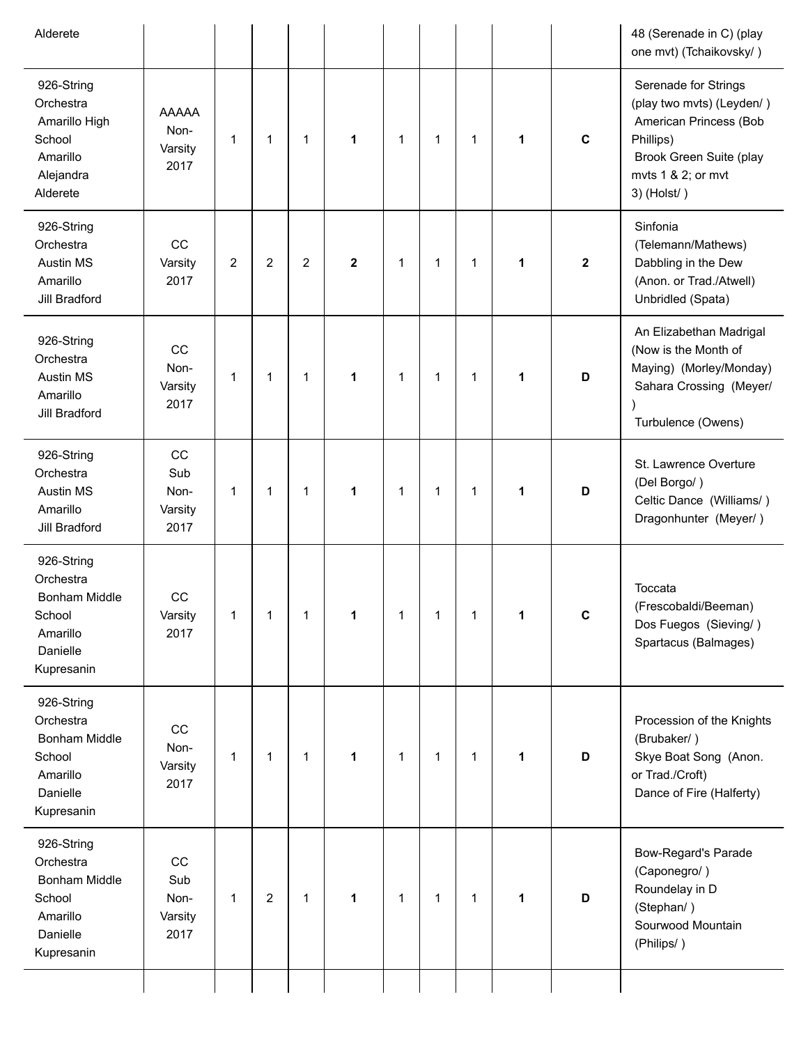| | | | | | | | | | | | |
|---|---|---|---|---|---|---|---|---|---|---|---|
| Alderete | | | | | | | | | | | 48 (Serenade in C) (play one mvt) (Tchaikovsky/ ) |
| 926-String Orchestra Amarillo High School Amarillo Alejandra Alderete | AAAAA Non-Varsity 2017 | 1 | 1 | 1 | **1** | 1 | 1 | 1 | **1** | **C** | Serenade for Strings (play two mvts) (Leyden/ ) American Princess (Bob Phillips) Brook Green Suite (play mvts 1 & 2; or mvt 3) (Holst/ ) |
| 926-String Orchestra Austin MS Amarillo Jill Bradford | CC Varsity 2017 | 2 | 2 | 2 | **2** | 1 | 1 | 1 | **1** | **2** | Sinfonia (Telemann/Mathews) Dabbling in the Dew (Anon. or Trad./Atwell) Unbridled (Spata) |
| 926-String Orchestra Austin MS Amarillo Jill Bradford | CC Non-Varsity 2017 | 1 | 1 | 1 | **1** | 1 | 1 | 1 | **1** | **D** | An Elizabethan Madrigal (Now is the Month of Maying) (Morley/Monday) Sahara Crossing (Meyer/ ) Turbulence (Owens) |
| 926-String Orchestra Austin MS Amarillo Jill Bradford | CC Sub Non-Varsity 2017 | 1 | 1 | 1 | **1** | 1 | 1 | 1 | **1** | **D** | St. Lawrence Overture (Del Borgo/ ) Celtic Dance (Williams/ ) Dragonhunter (Meyer/ ) |
| 926-String Orchestra Bonham Middle School Amarillo Danielle Kupresanin | CC Varsity 2017 | 1 | 1 | 1 | **1** | 1 | 1 | 1 | **1** | **C** | Toccata (Frescobaldi/Beeman) Dos Fuegos (Sieving/ ) Spartacus (Balmages) |
| 926-String Orchestra Bonham Middle School Amarillo Danielle Kupresanin | CC Non-Varsity 2017 | 1 | 1 | 1 | **1** | 1 | 1 | 1 | **1** | **D** | Procession of the Knights (Brubaker/ ) Skye Boat Song (Anon. or Trad./Croft) Dance of Fire (Halferty) |
| 926-String Orchestra Bonham Middle School Amarillo Danielle Kupresanin | CC Sub Non-Varsity 2017 | 1 | 2 | 1 | **1** | 1 | 1 | 1 | **1** | **D** | Bow-Regard's Parade (Caponegro/ ) Roundelay in D (Stephan/ ) Sourwood Mountain (Philips/ ) |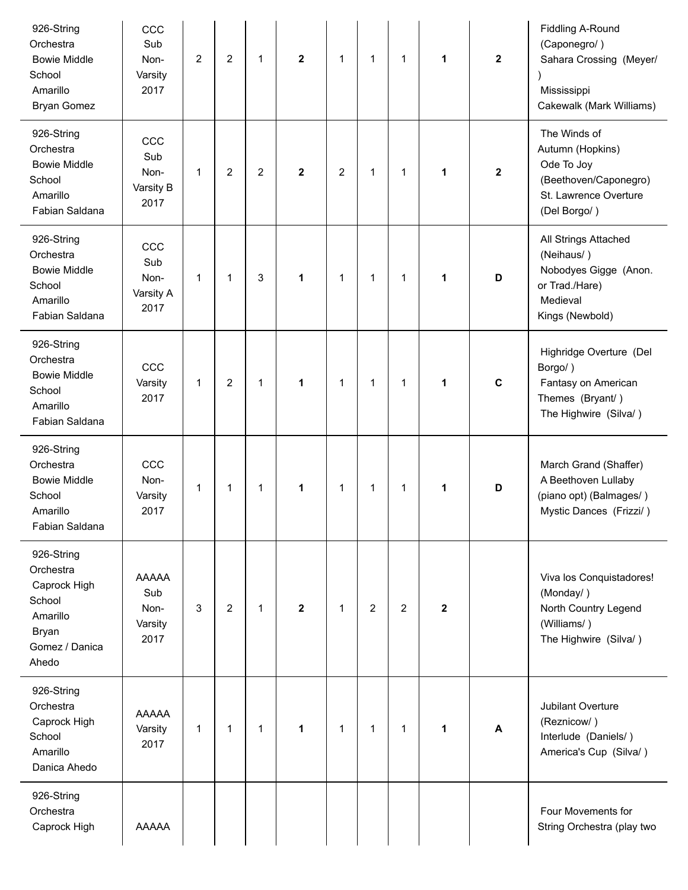| | | | | | | | | | | | |
|---|---|---|---|---|---|---|---|---|---|---|---|
| 926-String Orchestra Bowie Middle School Amarillo Bryan Gomez | CCC Sub Non-Varsity 2017 | 2 | 2 | 1 | **2** | 1 | 1 | 1 | **1** | **2** | Fiddling A-Round (Caponegro/ ) Sahara Crossing (Meyer/ ) Mississippi Cakewalk (Mark Williams) |
| 926-String Orchestra Bowie Middle School Amarillo Fabian Saldana | CCC Sub Non-Varsity B 2017 | 1 | 2 | 2 | **2** | 2 | 1 | 1 | **1** | **2** | The Winds of Autumn (Hopkins) Ode To Joy (Beethoven/Caponegro) St. Lawrence Overture (Del Borgo/ ) |
| 926-String Orchestra Bowie Middle School Amarillo Fabian Saldana | CCC Sub Non-Varsity A 2017 | 1 | 1 | 3 | **1** | 1 | 1 | 1 | **1** | **D** | All Strings Attached (Neihaus/ ) Nobodyes Gigge (Anon. or Trad./Hare) Medieval Kings (Newbold) |
| 926-String Orchestra Bowie Middle School Amarillo Fabian Saldana | CCC Varsity 2017 | 1 | 2 | 1 | **1** | 1 | 1 | 1 | **1** | **C** | Highridge Overture (Del Borgo/ ) Fantasy on American Themes (Bryant/ ) The Highwire (Silva/ ) |
| 926-String Orchestra Bowie Middle School Amarillo Fabian Saldana | CCC Non-Varsity 2017 | 1 | 1 | 1 | **1** | 1 | 1 | 1 | **1** | **D** | March Grand (Shaffer) A Beethoven Lullaby (piano opt) (Balmages/ ) Mystic Dances (Frizzi/ ) |
| 926-String Orchestra Caprock High School Amarillo Bryan Gomez / Danica Ahedo | AAAAA Sub Non-Varsity 2017 | 3 | 2 | 1 | **2** | 1 | 2 | 2 | **2** | | Viva los Conquistadores! (Monday/ ) North Country Legend (Williams/ ) The Highwire (Silva/ ) |
| 926-String Orchestra Caprock High School Amarillo Danica Ahedo | AAAAA Varsity 2017 | 1 | 1 | 1 | **1** | 1 | 1 | 1 | **1** | **A** | Jubilant Overture (Reznicow/ ) Interlude (Daniels/ ) America's Cup (Silva/ ) |
| 926-String Orchestra Caprock High | AAAAA | | | | | | | | | | Four Movements for String Orchestra (play two |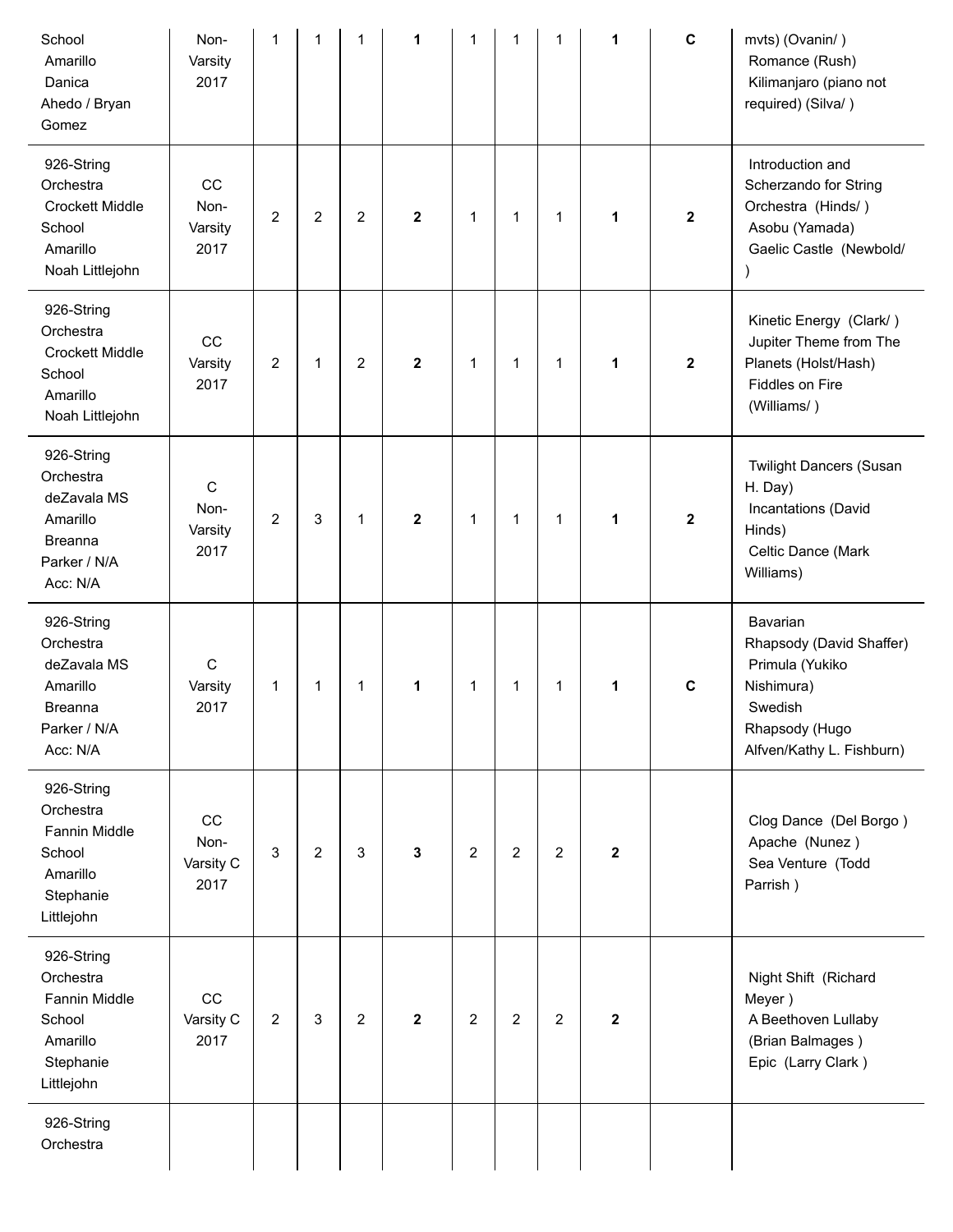| | | | | | | | | | | | |
|---|---|---|---|---|---|---|---|---|---|---|---|
| School Amarillo Danica Ahedo / Bryan Gomez | Non-Varsity 2017 | 1 | 1 | 1 | **1** | 1 | 1 | 1 | **1** | **C** | mvts) (Ovanin/ ) Romance (Rush) Kilimanjaro (piano not required) (Silva/ ) |
| 926-String Orchestra Crockett Middle School Amarillo Noah Littlejohn | CC Non-Varsity 2017 | 2 | 2 | 2 | **2** | 1 | 1 | 1 | **1** | **2** | Introduction and Scherzando for String Orchestra (Hinds/ ) Asobu (Yamada) Gaelic Castle (Newbold/ ) |
| 926-String Orchestra Crockett Middle School Amarillo Noah Littlejohn | CC Varsity 2017 | 2 | 1 | 2 | **2** | 1 | 1 | 1 | **1** | **2** | Kinetic Energy (Clark/ ) Jupiter Theme from The Planets (Holst/Hash) Fiddles on Fire (Williams/ ) |
| 926-String Orchestra deZavala MS Amarillo Breanna Parker / N/A Acc: N/A | C Non-Varsity 2017 | 2 | 3 | 1 | **2** | 1 | 1 | 1 | **1** | **2** | Twilight Dancers (Susan H. Day) Incantations (David Hinds) Celtic Dance (Mark Williams) |
| 926-String Orchestra deZavala MS Amarillo Breanna Parker / N/A Acc: N/A | C Varsity 2017 | 1 | 1 | 1 | **1** | 1 | 1 | 1 | **1** | **C** | Bavarian Rhapsody (David Shaffer) Primula (Yukiko Nishimura) Swedish Rhapsody (Hugo Alfven/Kathy L. Fishburn) |
| 926-String Orchestra Fannin Middle School Amarillo Stephanie Littlejohn | CC Non-Varsity C 2017 | 3 | 2 | 3 | **3** | 2 | 2 | 2 | **2** | | Clog Dance (Del Borgo ) Apache (Nunez ) Sea Venture (Todd Parrish ) |
| 926-String Orchestra Fannin Middle School Amarillo Stephanie Littlejohn | CC Varsity C 2017 | 2 | 3 | 2 | **2** | 2 | 2 | 2 | **2** | | Night Shift (Richard Meyer ) A Beethoven Lullaby (Brian Balmages ) Epic (Larry Clark ) |
| 926-String Orchestra | | | | | | | | | | | |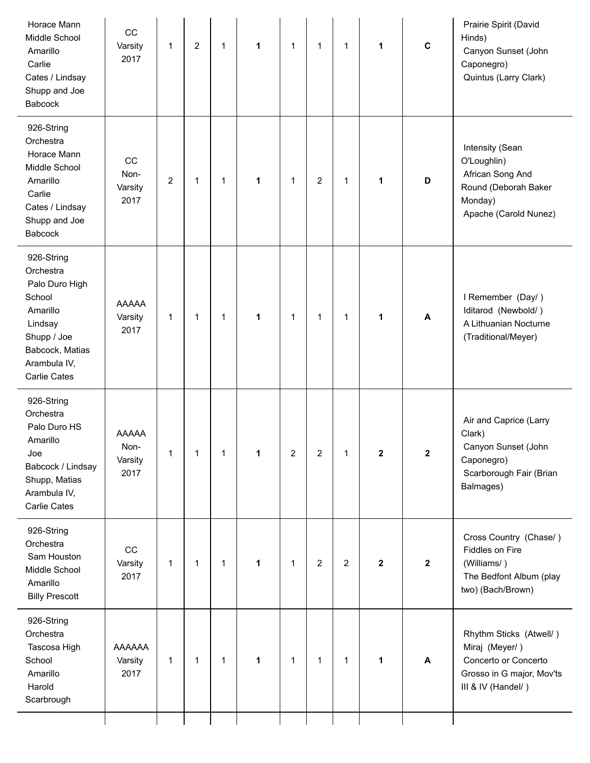| | | | | | | | | | | | |
|---|---|---|---|---|---|---|---|---|---|---|---|
| Horace Mann Middle School Amarillo Carlie Cates / Lindsay Shupp and Joe Babcock | CC Varsity 2017 | 1 | 2 | 1 | **1** | 1 | 1 | 1 | **1** | **C** | Prairie Spirit (David Hinds) Canyon Sunset (John Caponegro) Quintus (Larry Clark) |
| 926-String Orchestra Horace Mann Middle School Amarillo Carlie Cates / Lindsay Shupp and Joe Babcock | CC Non-Varsity 2017 | 2 | 1 | 1 | **1** | 1 | 2 | 1 | **1** | **D** | Intensity (Sean O'Loughlin) African Song And Round (Deborah Baker Monday) Apache (Carold Nunez) |
| 926-String Orchestra Palo Duro High School Amarillo Lindsay Shupp / Joe Babcock, Matias Arambula IV, Carlie Cates | AAAAA Varsity 2017 | 1 | 1 | 1 | **1** | 1 | 1 | 1 | **1** | **A** | I Remember (Day/ ) Iditarod (Newbold/ ) A Lithuanian Nocturne (Traditional/Meyer) |
| 926-String Orchestra Palo Duro HS Amarillo Joe Babcock / Lindsay Shupp, Matias Arambula IV, Carlie Cates | AAAAA Non-Varsity 2017 | 1 | 1 | 1 | **1** | 2 | 2 | 1 | **2** | **2** | Air and Caprice (Larry Clark) Canyon Sunset (John Caponegro) Scarborough Fair (Brian Balmages) |
| 926-String Orchestra Sam Houston Middle School Amarillo Billy Prescott | CC Varsity 2017 | 1 | 1 | 1 | **1** | 1 | 2 | 2 | **2** | **2** | Cross Country (Chase/ ) Fiddles on Fire (Williams/ ) The Bedfont Album (play two) (Bach/Brown) |
| 926-String Orchestra Tascosa High School Amarillo Harold Scarbrough | AAAAAA Varsity 2017 | 1 | 1 | 1 | **1** | 1 | 1 | 1 | **1** | **A** | Rhythm Sticks (Atwell/ ) Miraj (Meyer/ ) Concerto or Concerto Grosso in G major, Mov'ts III & IV (Handel/ ) |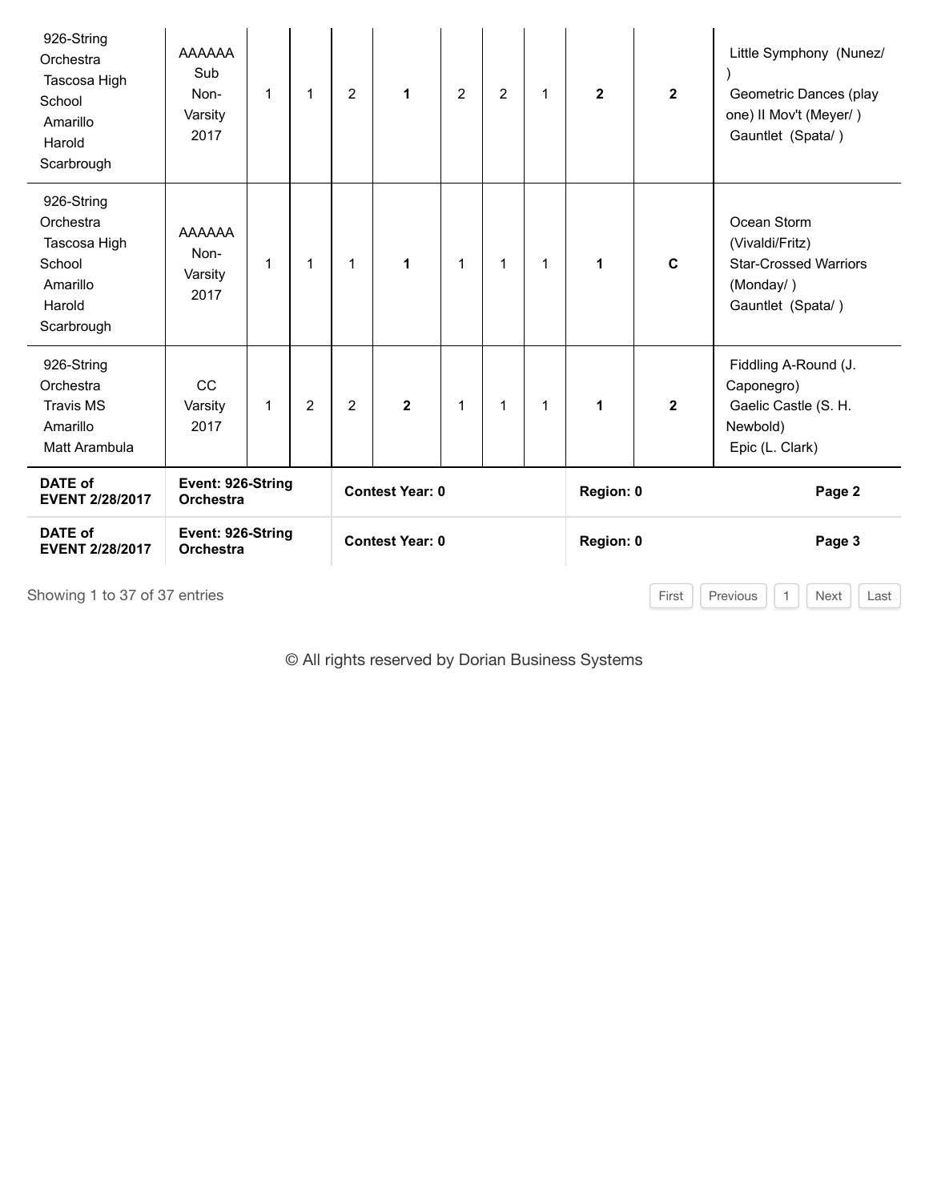| | | | | | | | | | | | |
|---|---|---|---|---|---|---|---|---|---|---|---|
| 926-String Orchestra Tascosa High School Amarillo Harold Scarbrough | AAAAAA Sub Non-Varsity 2017 | 1 | 1 | 2 | **1** | 2 | 2 | 1 | **2** | **2** | Little Symphony (Nunez/ ) Geometric Dances (play one) II Mov't (Meyer/ ) Gauntlet (Spata/ ) |
| 926-String Orchestra Tascosa High School Amarillo Harold Scarbrough | AAAAAA Non-Varsity 2017 | 1 | 1 | 1 | **1** | 1 | 1 | 1 | **1** | **C** | Ocean Storm (Vivaldi/Fritz) Star-Crossed Warriors (Monday/ ) Gauntlet (Spata/ ) |
| 926-String Orchestra Travis MS Amarillo Matt Arambula | CC Varsity 2017 | 1 | 2 | 2 | **2** | 1 | 1 | 1 | **1** | **2** | Fiddling A-Round (J. Caponegro) Gaelic Castle (S. H. Newbold) Epic (L. Clark) |

| | | | | |
|---|---|---|---|---|
| **DATE of EVENT 2/28/2017** | **Event: 926-String Orchestra** | **Contest Year: 0** | **Region: 0** | **Page 2** |
| **DATE of EVENT 2/28/2017** | **Event: 926-String Orchestra** | **Contest Year: 0** | **Region: 0** | **Page 3** |

Showing 1 to 37 of 37 entries

First Previous 1 Next Last

© All rights reserved by Dorian Business Systems